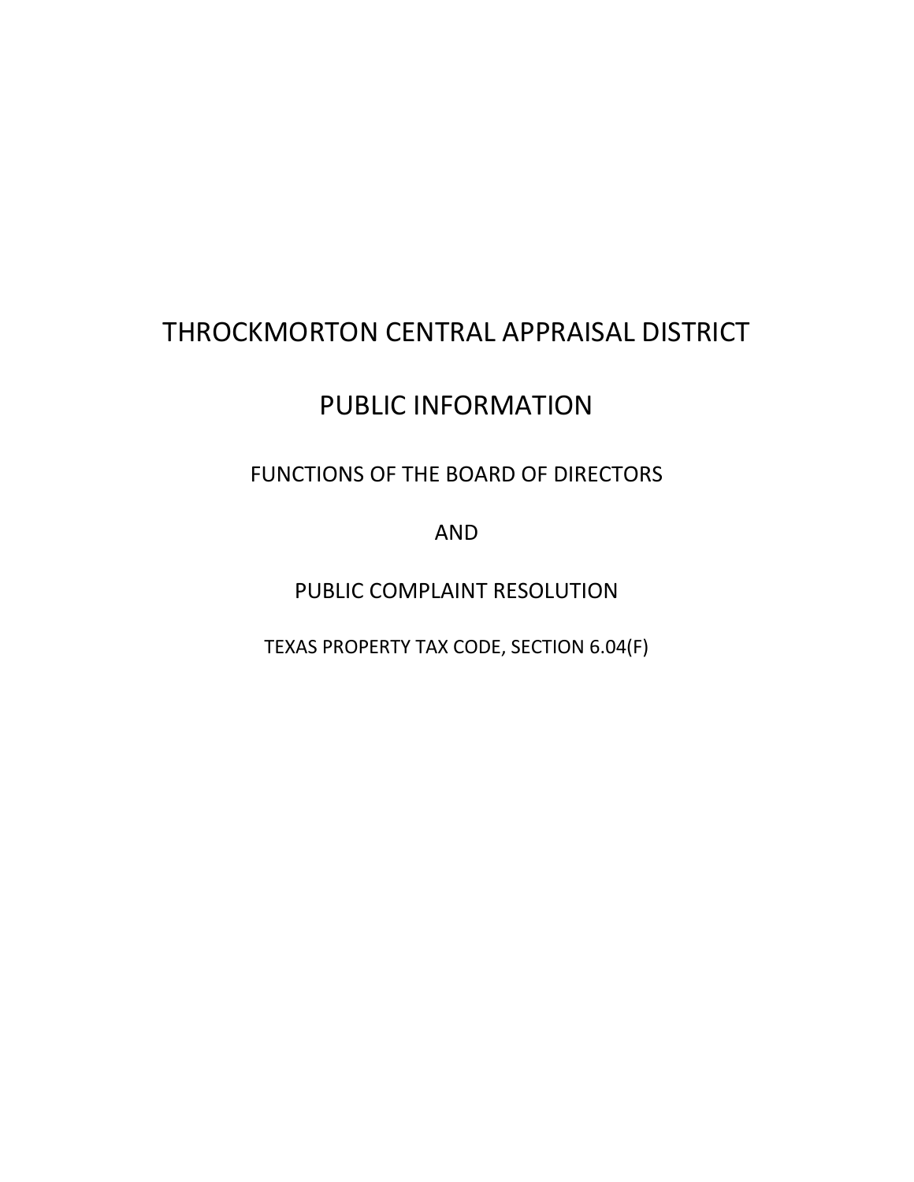# THROCKMORTON CENTRAL APPRAISAL DISTRICT

## PUBLIC INFORMATION

### FUNCTIONS OF THE BOARD OF DIRECTORS

### AND

### PUBLIC COMPLAINT RESOLUTION

TEXAS PROPERTY TAX CODE, SECTION 6.04(F)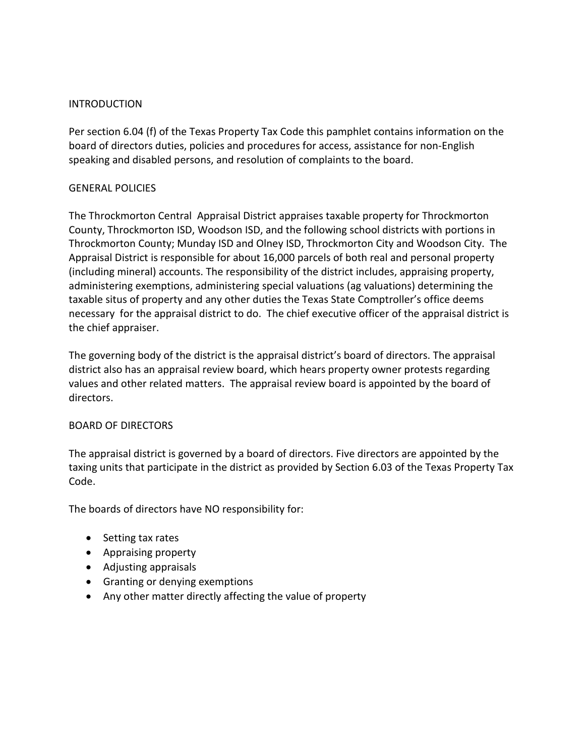## INTRODUCTION

Per section 6.04 (f) of the Texas Property Tax Code this pamphlet contains information on the board of directors duties, policies and procedures for access, assistance for non-English speaking and disabled persons, and resolution of complaints to the board.

## GENERAL POLICIES

The Throckmorton Central Appraisal District appraises taxable property for Throckmorton County, Throckmorton ISD, Woodson ISD, and the following school districts with portions in Throckmorton County; Munday ISD and Olney ISD, Throckmorton City and Woodson City. The Appraisal District is responsible for about 16,000 parcels of both real and personal property (including mineral) accounts. The responsibility of the district includes, appraising property, administering exemptions, administering special valuations (ag valuations) determining the taxable situs of property and any other duties the Texas State Comptroller's office deems necessary for the appraisal district to do. The chief executive officer of the appraisal district is the chief appraiser.

The governing body of the district is the appraisal district's board of directors. The appraisal district also has an appraisal review board, which hears property owner protests regarding values and other related matters. The appraisal review board is appointed by the board of directors.

## BOARD OF DIRECTORS

The appraisal district is governed by a board of directors. Five directors are appointed by the taxing units that participate in the district as provided by Section 6.03 of the Texas Property Tax Code.

The boards of directors have NO responsibility for:

- Setting tax rates
- Appraising property
- Adjusting appraisals
- Granting or denying exemptions
- Any other matter directly affecting the value of property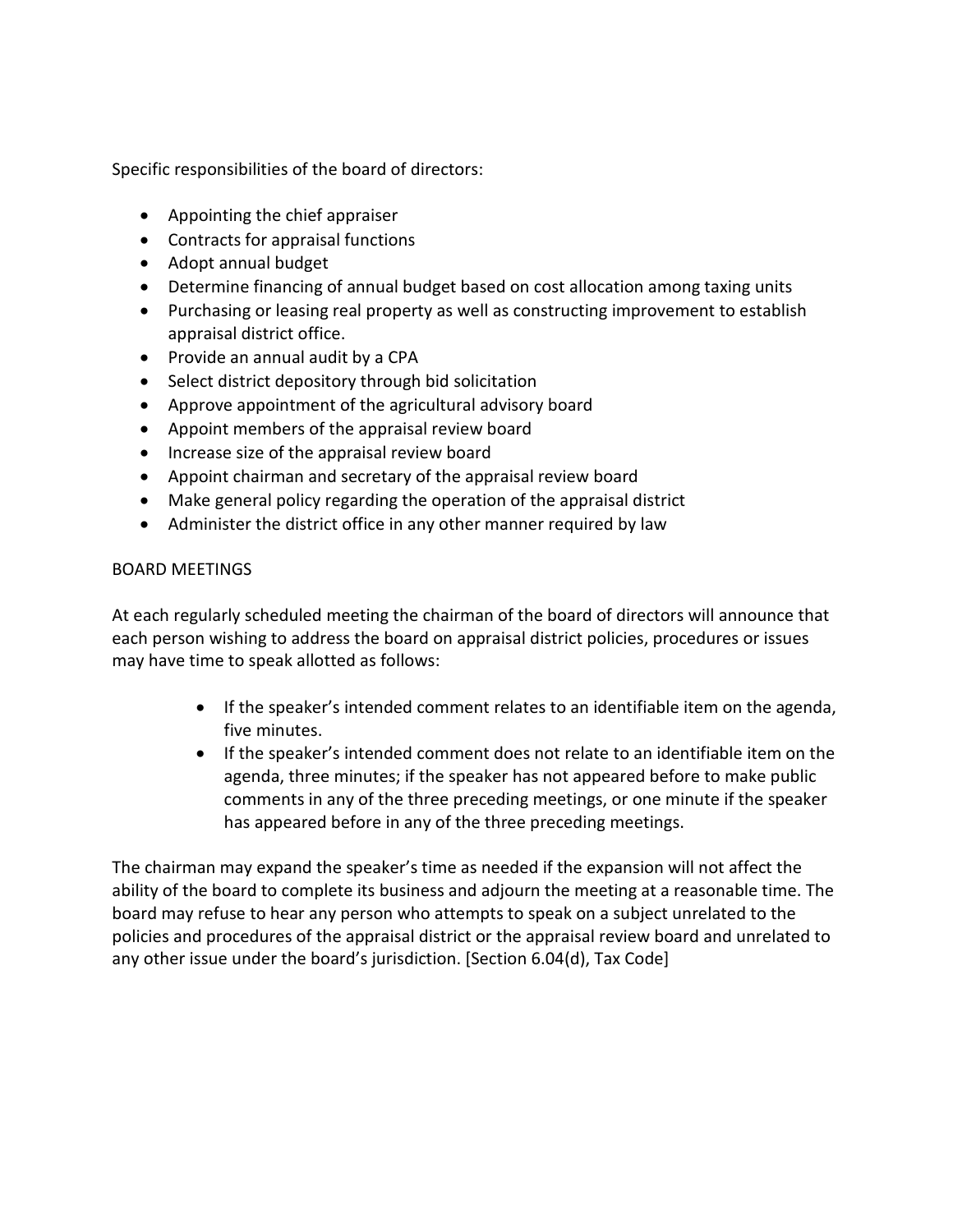Specific responsibilities of the board of directors:

- Appointing the chief appraiser
- Contracts for appraisal functions
- Adopt annual budget
- Determine financing of annual budget based on cost allocation among taxing units
- Purchasing or leasing real property as well as constructing improvement to establish appraisal district office.
- Provide an annual audit by a CPA
- Select district depository through bid solicitation
- Approve appointment of the agricultural advisory board
- Appoint members of the appraisal review board
- Increase size of the appraisal review board
- Appoint chairman and secretary of the appraisal review board
- Make general policy regarding the operation of the appraisal district
- Administer the district office in any other manner required by law

BOARD MEETINGS

At each regularly scheduled meeting the chairman of the board of directors will announce that each person wishing to address the board on appraisal district policies, procedures or issues may have time to speak allotted as follows:

- If the speaker's intended comment relates to an identifiable item on the agenda, five minutes.
- If the speaker's intended comment does not relate to an identifiable item on the agenda, three minutes; if the speaker has not appeared before to make public comments in any of the three preceding meetings, or one minute if the speaker has appeared before in any of the three preceding meetings.

The chairman may expand the speaker's time as needed if the expansion will not affect the ability of the board to complete its business and adjourn the meeting at a reasonable time. The board may refuse to hear any person who attempts to speak on a subject unrelated to the policies and procedures of the appraisal district or the appraisal review board and unrelated to any other issue under the board's jurisdiction. [Section 6.04(d), Tax Code]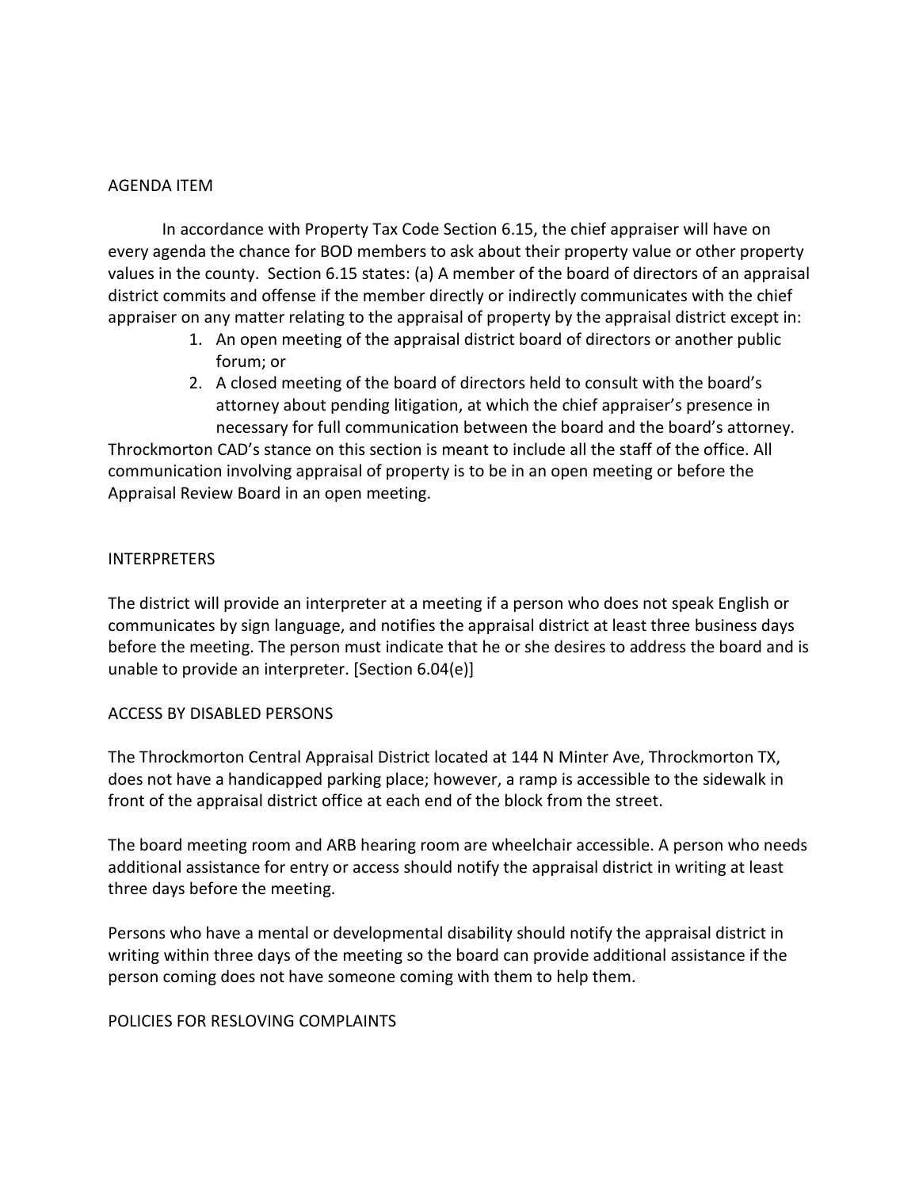AGENDA ITEM

In accordance with Property Tax Code Section 6.15, the chief appraiser will have on every agenda the chance for BOD members to ask about their property value or other property values in the county. Section 6.15 states: (a) A member of the board of directors of an appraisal district commits and offense if the member directly or indirectly communicates with the chief appraiser on any matter relating to the appraisal of property by the appraisal district except in:

1. An open meeting of the appraisal district board of directors or another public forum; or
2. A closed meeting of the board of directors held to consult with the board's attorney about pending litigation, at which the chief appraiser's presence in necessary for full communication between the board and the board's attorney.

Throckmorton CAD's stance on this section is meant to include all the staff of the office. All communication involving appraisal of property is to be in an open meeting or before the Appraisal Review Board in an open meeting.

INTERPRETERS

The district will provide an interpreter at a meeting if a person who does not speak English or communicates by sign language, and notifies the appraisal district at least three business days before the meeting. The person must indicate that he or she desires to address the board and is unable to provide an interpreter. [Section 6.04(e)]

ACCESS BY DISABLED PERSONS

The Throckmorton Central Appraisal District located at 144 N Minter Ave, Throckmorton TX, does not have a handicapped parking place; however, a ramp is accessible to the sidewalk in front of the appraisal district office at each end of the block from the street.

The board meeting room and ARB hearing room are wheelchair accessible. A person who needs additional assistance for entry or access should notify the appraisal district in writing at least three days before the meeting.

Persons who have a mental or developmental disability should notify the appraisal district in writing within three days of the meeting so the board can provide additional assistance if the person coming does not have someone coming with them to help them.

POLICIES FOR RESLOVING COMPLAINTS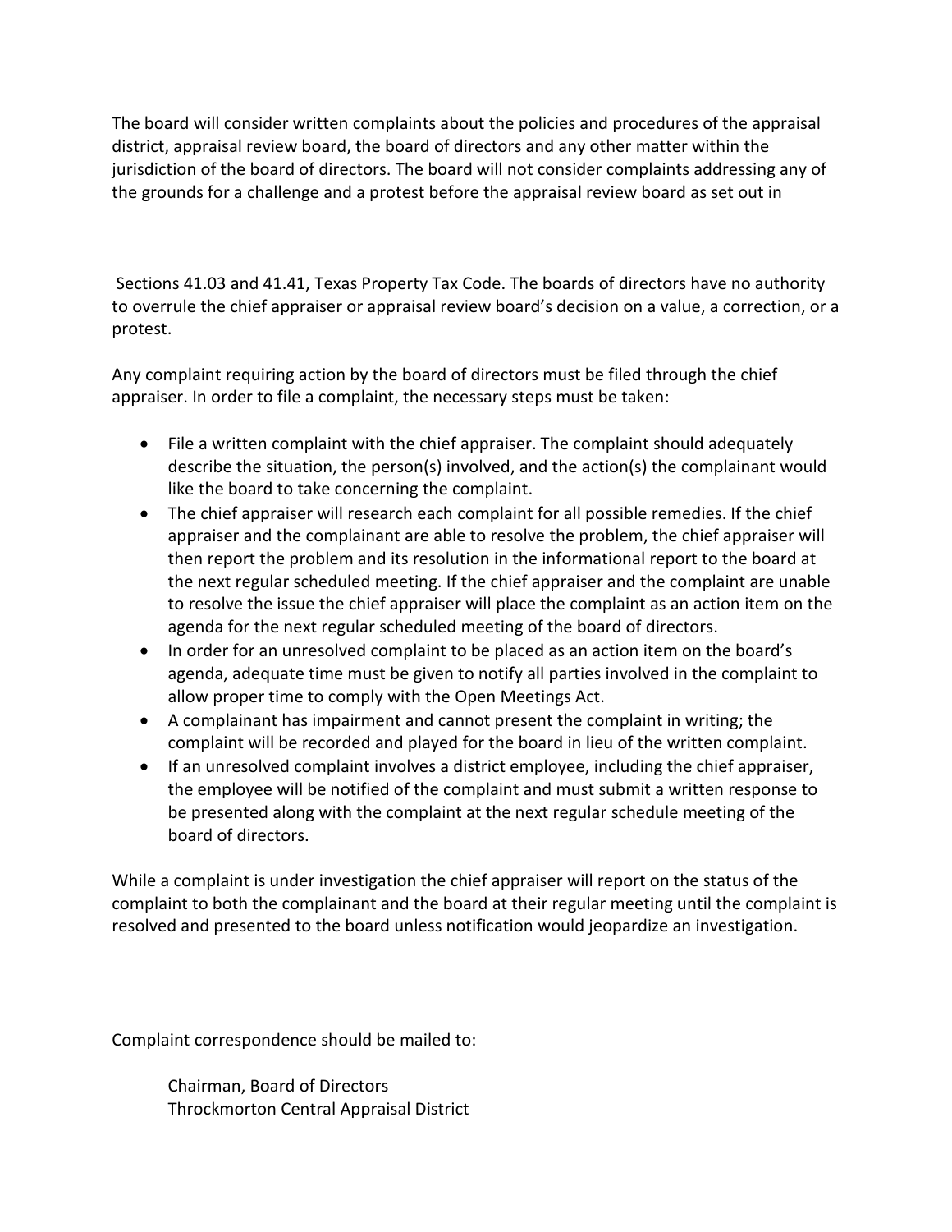The board will consider written complaints about the policies and procedures of the appraisal district, appraisal review board, the board of directors and any other matter within the jurisdiction of the board of directors. The board will not consider complaints addressing any of the grounds for a challenge and a protest before the appraisal review board as set out in

Sections 41.03 and 41.41, Texas Property Tax Code. The boards of directors have no authority to overrule the chief appraiser or appraisal review board's decision on a value, a correction, or a protest.

Any complaint requiring action by the board of directors must be filed through the chief appraiser. In order to file a complaint, the necessary steps must be taken:

- File a written complaint with the chief appraiser. The complaint should adequately describe the situation, the person(s) involved, and the action(s) the complainant would like the board to take concerning the complaint.
- The chief appraiser will research each complaint for all possible remedies. If the chief appraiser and the complainant are able to resolve the problem, the chief appraiser will then report the problem and its resolution in the informational report to the board at the next regular scheduled meeting. If the chief appraiser and the complaint are unable to resolve the issue the chief appraiser will place the complaint as an action item on the agenda for the next regular scheduled meeting of the board of directors.
- In order for an unresolved complaint to be placed as an action item on the board's agenda, adequate time must be given to notify all parties involved in the complaint to allow proper time to comply with the Open Meetings Act.
- A complainant has impairment and cannot present the complaint in writing; the complaint will be recorded and played for the board in lieu of the written complaint.
- If an unresolved complaint involves a district employee, including the chief appraiser, the employee will be notified of the complaint and must submit a written response to be presented along with the complaint at the next regular schedule meeting of the board of directors.

While a complaint is under investigation the chief appraiser will report on the status of the complaint to both the complainant and the board at their regular meeting until the complaint is resolved and presented to the board unless notification would jeopardize an investigation.

Complaint correspondence should be mailed to:

Chairman, Board of Directors
Throckmorton Central Appraisal District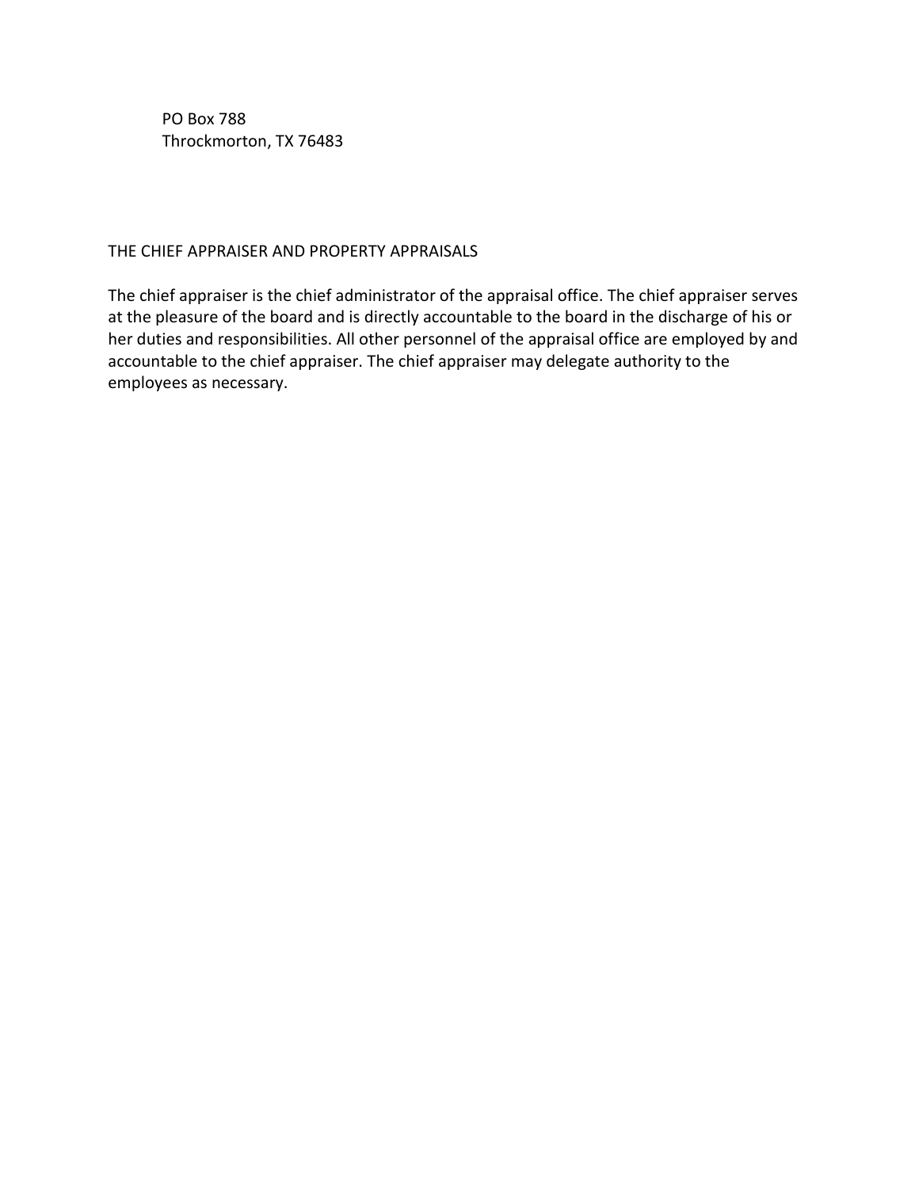PO Box 788
Throckmorton, TX 76483

## THE CHIEF APPRAISER AND PROPERTY APPRAISALS

The chief appraiser is the chief administrator of the appraisal office. The chief appraiser serves at the pleasure of the board and is directly accountable to the board in the discharge of his or her duties and responsibilities. All other personnel of the appraisal office are employed by and accountable to the chief appraiser. The chief appraiser may delegate authority to the employees as necessary.